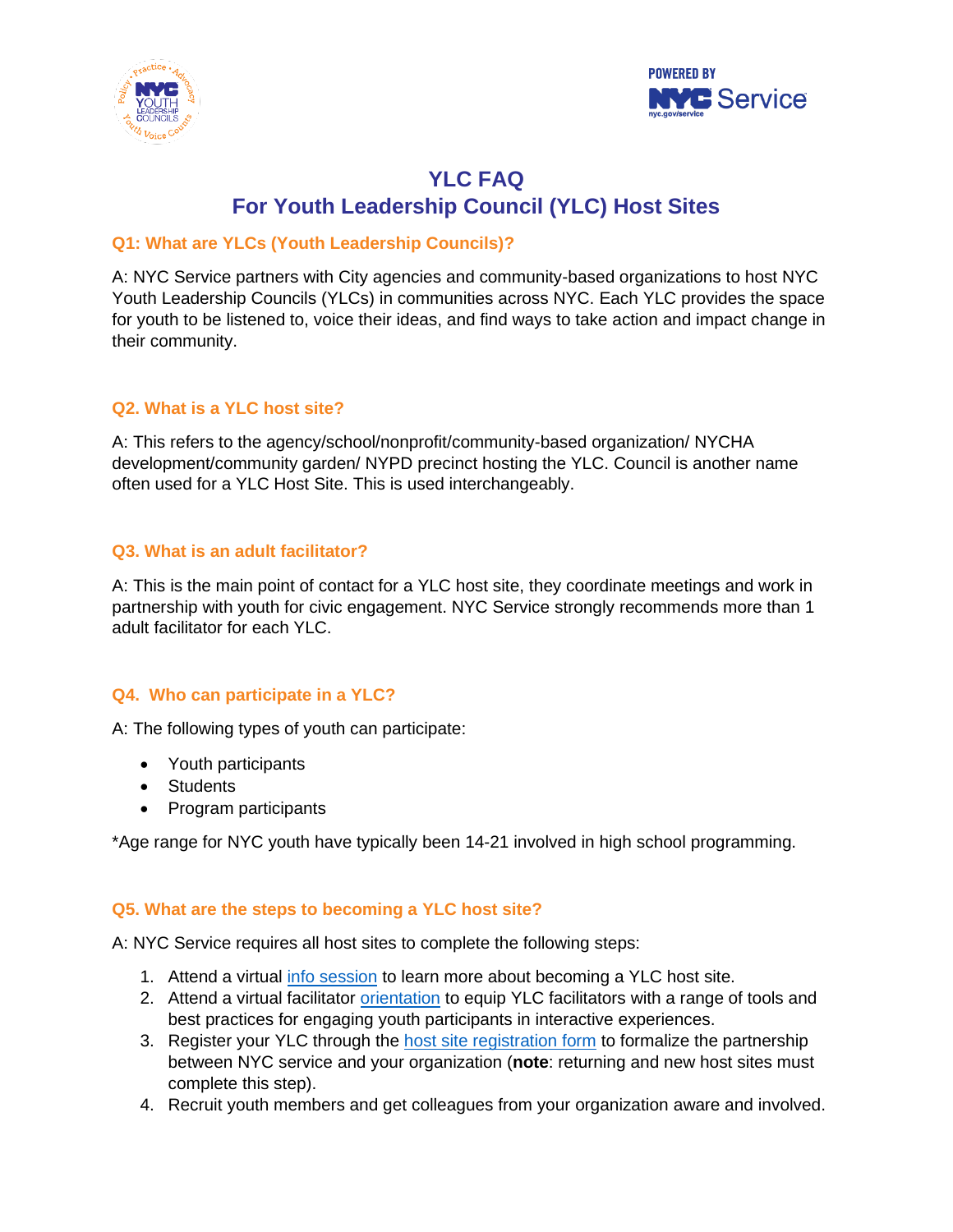# YLC FAQ

## For Youth Leadership Council (YLC) Host Sites

### Q1: What are YLCs (Youth Leadership Councils)?

A: NYC Service partners with City agencies and community-based organizations to host NYC Youth Leadership Councils (YLCs) in communities across NYC. Each YLC provides the space for youth to be listened to, voice their ideas, and find ways to take action and impact change in their community.

### Q2. What is a YLC host site?

A: This refers to the agency/school/nonprofit/community-based organization/ NYCHA development/community garden/ NYPD precinct hosting the YLC. Council is another name often used for a YLC Host Site. This is used interchangeably.

### Q3. What is an adult facilitator?

A: This is the main point of contact for a YLC host site, they coordinate meetings and work in partnership with youth for civic engagement. NYC Service strongly recommends more than 1 adult facilitator for each YLC.

### Q4. Who can participate in a YLC?

A: The following types of youth can participate:

- Youth participants
- Students
- Program participants

*Age range for NYC youth have typically been 14-21 involved in high school programming.

### Q5. What are the steps to becoming a YLC host site?

A: NYC Service requires all host sites to complete the following steps:

1. Attend a virtual info session to learn more about becoming a YLC host site.
2. Attend a virtual facilitator orientation to equip YLC facilitators with a range of tools and best practices for engaging youth participants in interactive experiences.
3. Register your YLC through the host site registration form to formalize the partnership between NYC service and your organization (**note**: returning and new host sites must complete this step).
4. Recruit youth members and get colleagues from your organization aware and involved.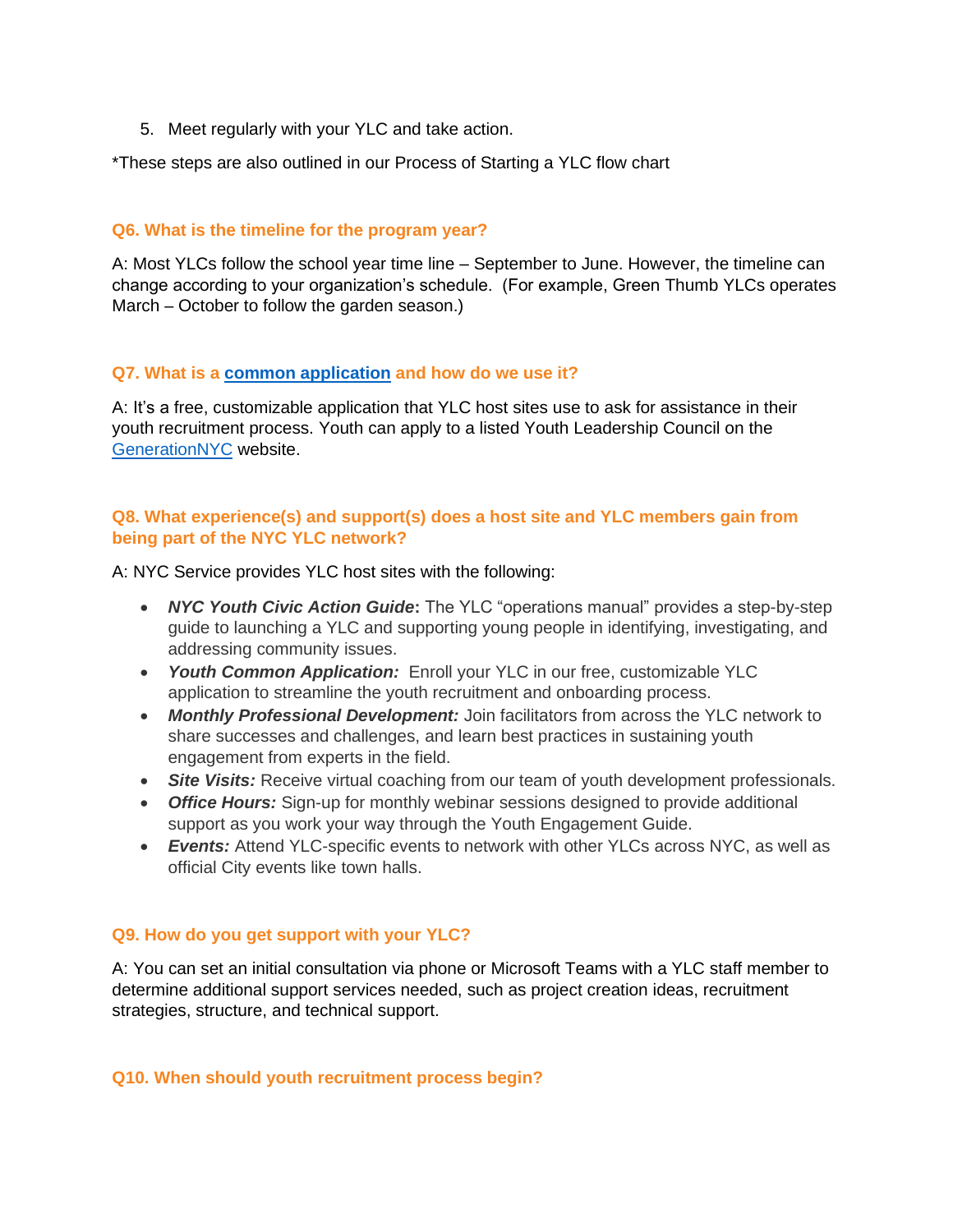5. Meet regularly with your YLC and take action.

*These steps are also outlined in our Process of Starting a YLC flow chart

### Q6. What is the timeline for the program year?

A: Most YLCs follow the school year time line – September to June. However, the timeline can change according to your organization's schedule. (For example, Green Thumb YLCs operates March – October to follow the garden season.)

### Q7. What is a common application and how do we use it?

A: It's a free, customizable application that YLC host sites use to ask for assistance in their youth recruitment process. Youth can apply to a listed Youth Leadership Council on the GenerationNYC website.

### Q8. What experience(s) and support(s) does a host site and YLC members gain from being part of the NYC YLC network?

A: NYC Service provides YLC host sites with the following:

- ***NYC Youth Civic Action Guide*:** The YLC "operations manual" provides a step-by-step guide to launching a YLC and supporting young people in identifying, investigating, and addressing community issues.
- ***Youth Common Application:*** Enroll your YLC in our free, customizable YLC application to streamline the youth recruitment and onboarding process.
- ***Monthly Professional Development:*** Join facilitators from across the YLC network to share successes and challenges, and learn best practices in sustaining youth engagement from experts in the field.
- ***Site Visits:*** Receive virtual coaching from our team of youth development professionals.
- ***Office Hours:*** Sign-up for monthly webinar sessions designed to provide additional support as you work your way through the Youth Engagement Guide.
- ***Events:*** Attend YLC-specific events to network with other YLCs across NYC, as well as official City events like town halls.

### Q9. How do you get support with your YLC?

A: You can set an initial consultation via phone or Microsoft Teams with a YLC staff member to determine additional support services needed, such as project creation ideas, recruitment strategies, structure, and technical support.

### Q10. When should youth recruitment process begin?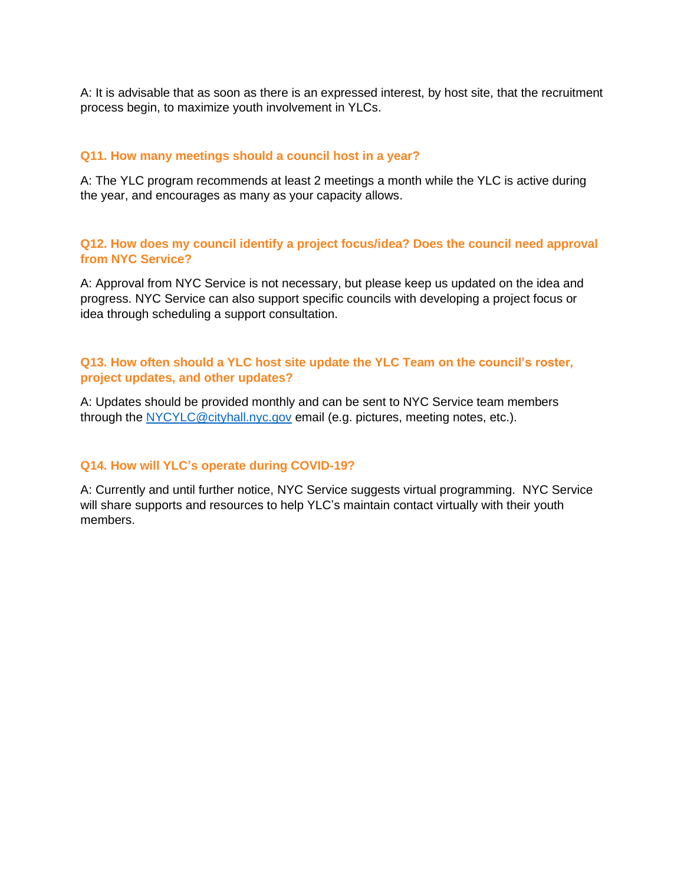A: It is advisable that as soon as there is an expressed interest, by host site, that the recruitment process begin, to maximize youth involvement in YLCs.

### Q11. How many meetings should a council host in a year?

A: The YLC program recommends at least 2 meetings a month while the YLC is active during the year, and encourages as many as your capacity allows.

### Q12. How does my council identify a project focus/idea? Does the council need approval from NYC Service?

A: Approval from NYC Service is not necessary, but please keep us updated on the idea and progress. NYC Service can also support specific councils with developing a project focus or idea through scheduling a support consultation.

### Q13. How often should a YLC host site update the YLC Team on the council's roster, project updates, and other updates?

A: Updates should be provided monthly and can be sent to NYC Service team members through the [NYCYLC@cityhall.nyc.gov](mailto:NYCYLC@cityhall.nyc.gov) email (e.g. pictures, meeting notes, etc.).

### Q14. How will YLC's operate during COVID-19?

A: Currently and until further notice, NYC Service suggests virtual programming. NYC Service will share supports and resources to help YLC's maintain contact virtually with their youth members.